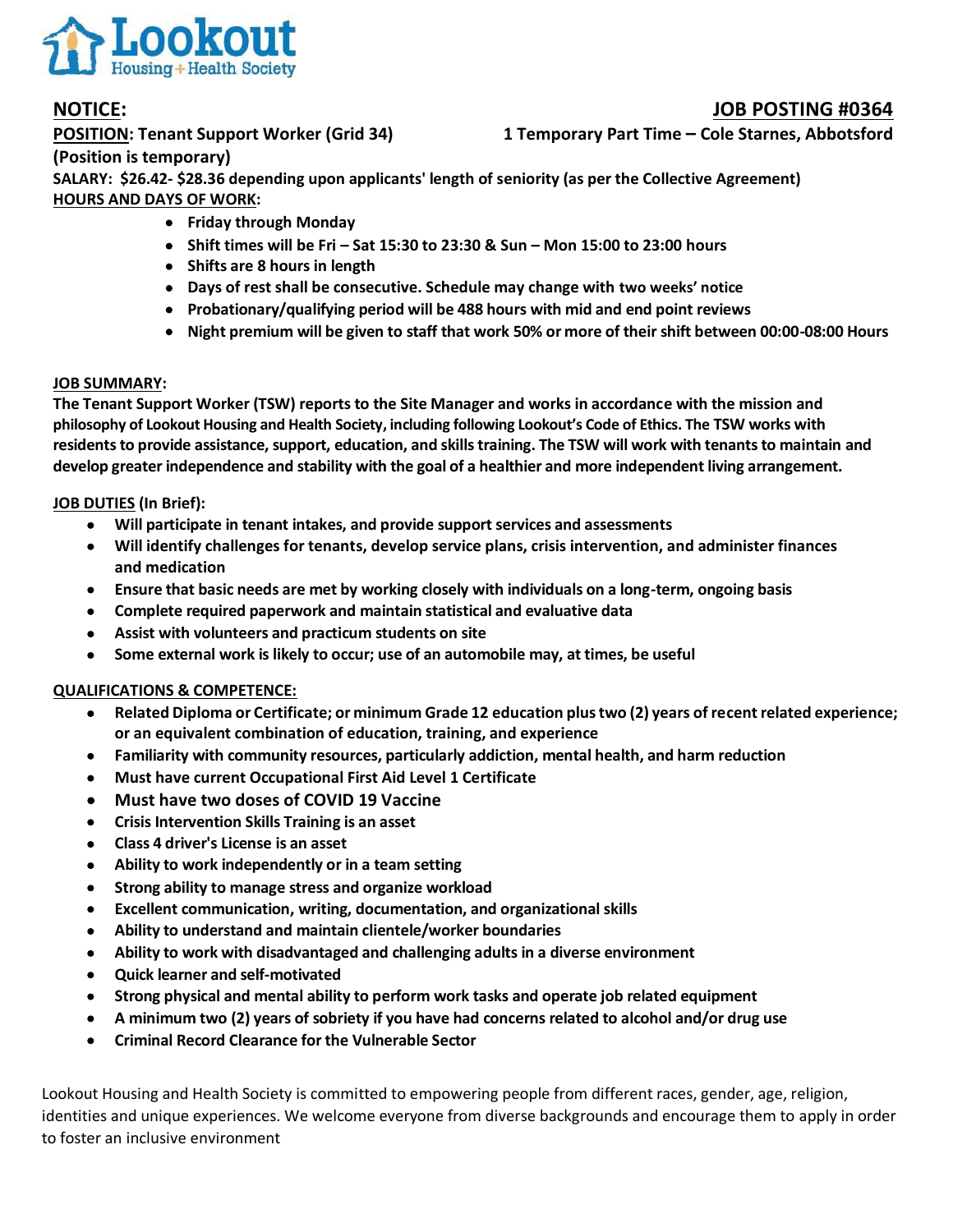**Lookout** Housing + Health Society

**NOTICE:** **JOB POSTING #0364**

**POSITION: Tenant Support Worker (Grid 34)** **1 Temporary Part Time – Cole Starnes, Abbotsford**

**(Position is temporary)**

**SALARY: $26.42- $28.36 depending upon applicants' length of seniority (as per the Collective Agreement)**

**HOURS AND DAYS OF WORK:**

- **Friday through Monday**
- **Shift times will be Fri – Sat 15:30 to 23:30 & Sun – Mon 15:00 to 23:00 hours**
- **Shifts are 8 hours in length**
- **Days of rest shall be consecutive. Schedule may change with two weeks' notice**
- **Probationary/qualifying period will be 488 hours with mid and end point reviews**
- **Night premium will be given to staff that work 50% or more of their shift between 00:00-08:00 Hours**

**JOB SUMMARY:**

**The Tenant Support Worker (TSW) reports to the Site Manager and works in accordance with the mission and philosophy of Lookout Housing and Health Society, including following Lookout's Code of Ethics. The TSW works with residents to provide assistance, support, education, and skills training. The TSW will work with tenants to maintain and develop greater independence and stability with the goal of a healthier and more independent living arrangement.**

**JOB DUTIES (In Brief):**

- **Will participate in tenant intakes, and provide support services and assessments**
- **Will identify challenges for tenants, develop service plans, crisis intervention, and administer finances and medication**
- **Ensure that basic needs are met by working closely with individuals on a long-term, ongoing basis**
- **Complete required paperwork and maintain statistical and evaluative data**
- **Assist with volunteers and practicum students on site**
- **Some external work is likely to occur; use of an automobile may, at times, be useful**

**QUALIFICATIONS & COMPETENCE:**

- **Related Diploma or Certificate; or minimum Grade 12 education plus two (2) years of recent related experience; or an equivalent combination of education, training, and experience**
- **Familiarity with community resources, particularly addiction, mental health, and harm reduction**
- **Must have current Occupational First Aid Level 1 Certificate**
- **Must have two doses of COVID 19 Vaccine**
- **Crisis Intervention Skills Training is an asset**
- **Class 4 driver's License is an asset**
- **Ability to work independently or in a team setting**
- **Strong ability to manage stress and organize workload**
- **Excellent communication, writing, documentation, and organizational skills**
- **Ability to understand and maintain clientele/worker boundaries**
- **Ability to work with disadvantaged and challenging adults in a diverse environment**
- **Quick learner and self-motivated**
- **Strong physical and mental ability to perform work tasks and operate job related equipment**
- **A minimum two (2) years of sobriety if you have had concerns related to alcohol and/or drug use**
- **Criminal Record Clearance for the Vulnerable Sector**

Lookout Housing and Health Society is committed to empowering people from different races, gender, age, religion, identities and unique experiences. We welcome everyone from diverse backgrounds and encourage them to apply in order to foster an inclusive environment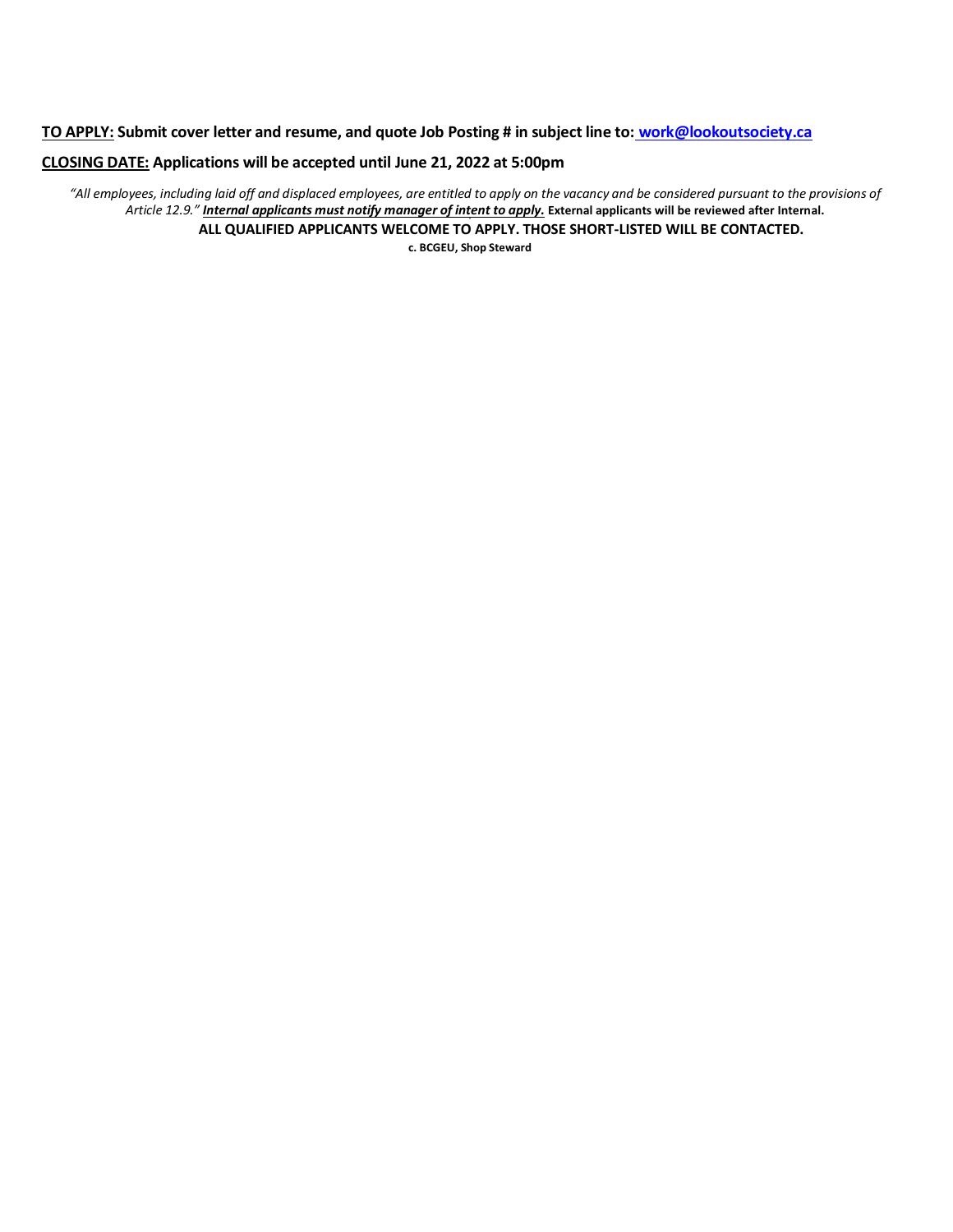**<u>TO APPLY:</u> Submit cover letter and resume, and quote Job Posting # in subject line to: [work@lookoutsociety.ca](mailto:work@lookoutsociety.ca)**

**<u>CLOSING DATE:</u> Applications will be accepted until June 21, 2022 at 5:00pm**

*"All employees, including laid off and displaced employees, are entitled to apply on the vacancy and be considered pursuant to the provisions of Article 12.9."* ***<u>Internal applicants must notify manager of intent to apply.</u>*** **External applicants will be reviewed after Internal.**

**ALL QUALIFIED APPLICANTS WELCOME TO APPLY. THOSE SHORT-LISTED WILL BE CONTACTED.**

**c. BCGEU, Shop Steward**